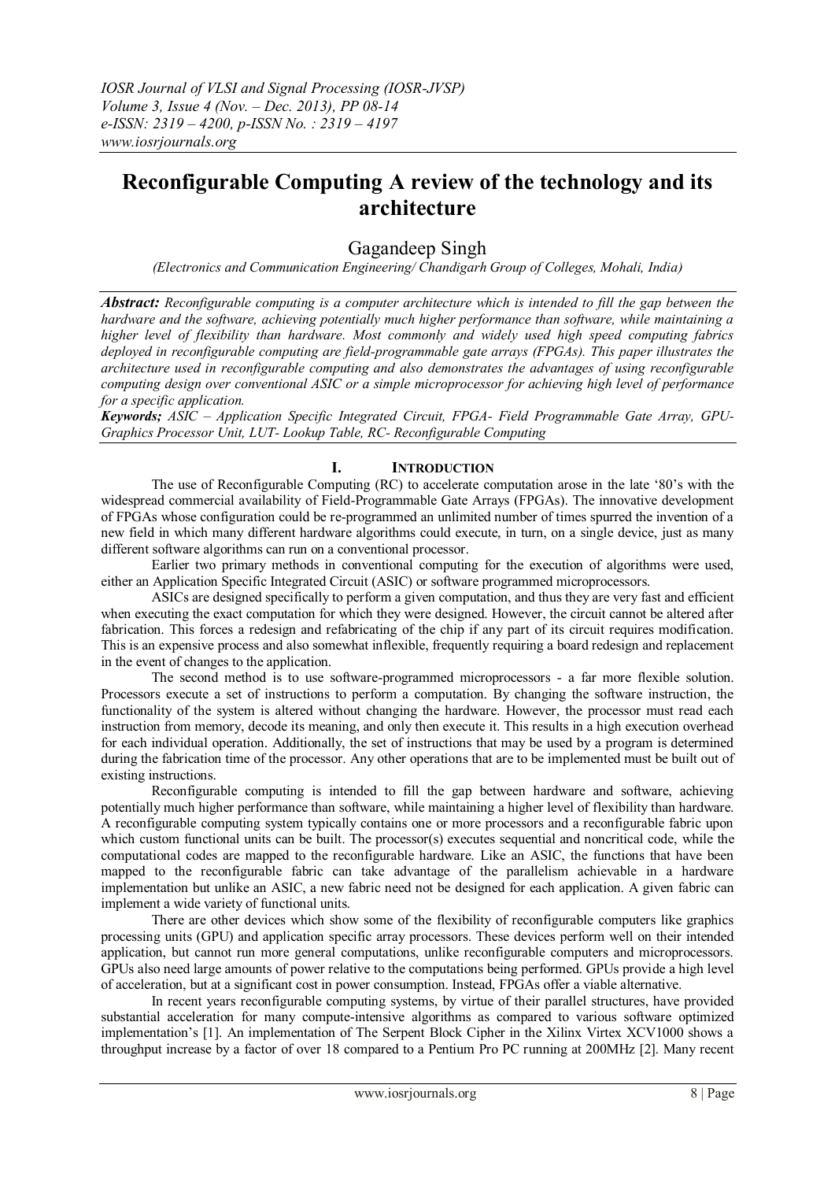# Reconfigurable Computing A review of the technology and its architecture

Gagandeep Singh

*(Electronics and Communication Engineering/ Chandigarh Group of Colleges, Mohali, India)*

***Abstract:*** *Reconfigurable computing is a computer architecture which is intended to fill the gap between the hardware and the software, achieving potentially much higher performance than software, while maintaining a higher level of flexibility than hardware. Most commonly and widely used high speed computing fabrics deployed in reconfigurable computing are field-programmable gate arrays (FPGAs). This paper illustrates the architecture used in reconfigurable computing and also demonstrates the advantages of using reconfigurable computing design over conventional ASIC or a simple microprocessor for achieving high level of performance for a specific application.*

***Keywords;*** *ASIC – Application Specific Integrated Circuit, FPGA- Field Programmable Gate Array, GPU-Graphics Processor Unit, LUT- Lookup Table, RC- Reconfigurable Computing*

## I. Introduction

The use of Reconfigurable Computing (RC) to accelerate computation arose in the late '80's with the widespread commercial availability of Field-Programmable Gate Arrays (FPGAs). The innovative development of FPGAs whose configuration could be re-programmed an unlimited number of times spurred the invention of a new field in which many different hardware algorithms could execute, in turn, on a single device, just as many different software algorithms can run on a conventional processor.

Earlier two primary methods in conventional computing for the execution of algorithms were used, either an Application Specific Integrated Circuit (ASIC) or software programmed microprocessors.

ASICs are designed specifically to perform a given computation, and thus they are very fast and efficient when executing the exact computation for which they were designed. However, the circuit cannot be altered after fabrication. This forces a redesign and refabricating of the chip if any part of its circuit requires modification. This is an expensive process and also somewhat inflexible, frequently requiring a board redesign and replacement in the event of changes to the application.

The second method is to use software-programmed microprocessors - a far more flexible solution. Processors execute a set of instructions to perform a computation. By changing the software instruction, the functionality of the system is altered without changing the hardware. However, the processor must read each instruction from memory, decode its meaning, and only then execute it. This results in a high execution overhead for each individual operation. Additionally, the set of instructions that may be used by a program is determined during the fabrication time of the processor. Any other operations that are to be implemented must be built out of existing instructions.

Reconfigurable computing is intended to fill the gap between hardware and software, achieving potentially much higher performance than software, while maintaining a higher level of flexibility than hardware. A reconfigurable computing system typically contains one or more processors and a reconfigurable fabric upon which custom functional units can be built. The processor(s) executes sequential and noncritical code, while the computational codes are mapped to the reconfigurable hardware. Like an ASIC, the functions that have been mapped to the reconfigurable fabric can take advantage of the parallelism achievable in a hardware implementation but unlike an ASIC, a new fabric need not be designed for each application. A given fabric can implement a wide variety of functional units.

There are other devices which show some of the flexibility of reconfigurable computers like graphics processing units (GPU) and application specific array processors. These devices perform well on their intended application, but cannot run more general computations, unlike reconfigurable computers and microprocessors. GPUs also need large amounts of power relative to the computations being performed. GPUs provide a high level of acceleration, but at a significant cost in power consumption. Instead, FPGAs offer a viable alternative.

In recent years reconfigurable computing systems, by virtue of their parallel structures, have provided substantial acceleration for many compute-intensive algorithms as compared to various software optimized implementation's [1]. An implementation of The Serpent Block Cipher in the Xilinx Virtex XCV1000 shows a throughput increase by a factor of over 18 compared to a Pentium Pro PC running at 200MHz [2]. Many recent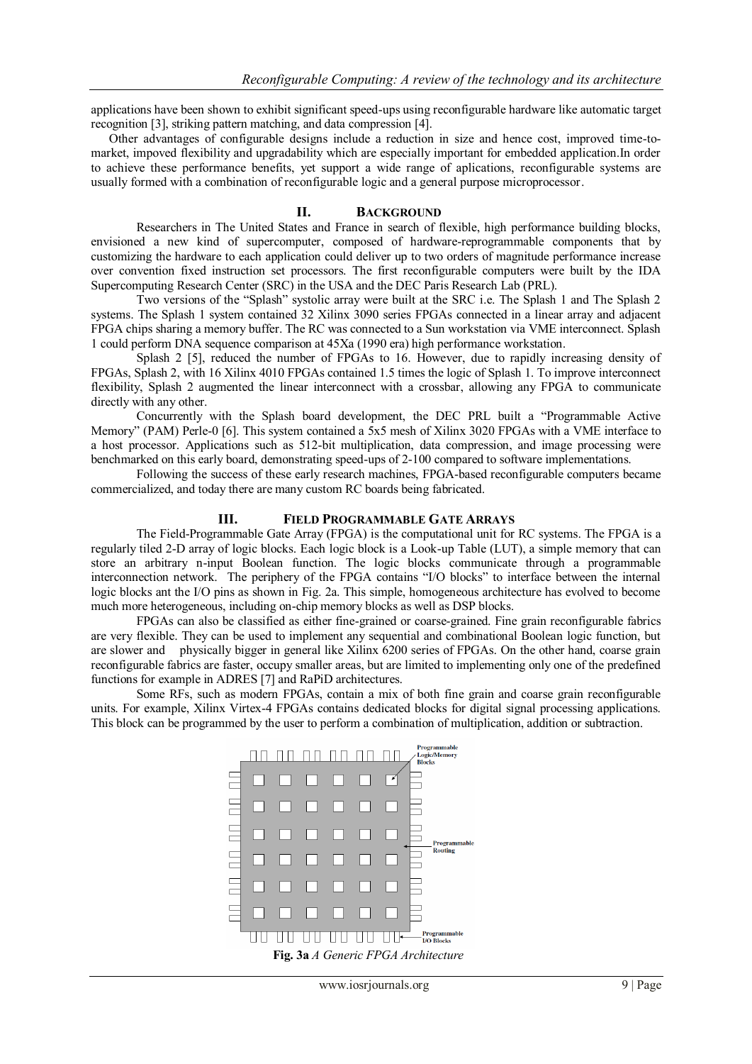applications have been shown to exhibit significant speed-ups using reconfigurable hardware like automatic target recognition [3], striking pattern matching, and data compression [4].

Other advantages of configurable designs include a reduction in size and hence cost, improved time-to-market, impoved flexibility and upgradability which are especially important for embedded application.In order to achieve these performance benefits, yet support a wide range of aplications, reconfigurable systems are usually formed with a combination of reconfigurable logic and a general purpose microprocessor.

## II. Background

Researchers in The United States and France in search of flexible, high performance building blocks, envisioned a new kind of supercomputer, composed of hardware-reprogrammable components that by customizing the hardware to each application could deliver up to two orders of magnitude performance increase over convention fixed instruction set processors. The first reconfigurable computers were built by the IDA Supercomputing Research Center (SRC) in the USA and the DEC Paris Research Lab (PRL).

Two versions of the "Splash" systolic array were built at the SRC i.e. The Splash 1 and The Splash 2 systems. The Splash 1 system contained 32 Xilinx 3090 series FPGAs connected in a linear array and adjacent FPGA chips sharing a memory buffer. The RC was connected to a Sun workstation via VME interconnect. Splash 1 could perform DNA sequence comparison at 45Xa (1990 era) high performance workstation.

Splash 2 [5], reduced the number of FPGAs to 16. However, due to rapidly increasing density of FPGAs, Splash 2, with 16 Xilinx 4010 FPGAs contained 1.5 times the logic of Splash 1. To improve interconnect flexibility, Splash 2 augmented the linear interconnect with a crossbar, allowing any FPGA to communicate directly with any other.

Concurrently with the Splash board development, the DEC PRL built a "Programmable Active Memory" (PAM) Perle-0 [6]. This system contained a 5x5 mesh of Xilinx 3020 FPGAs with a VME interface to a host processor. Applications such as 512-bit multiplication, data compression, and image processing were benchmarked on this early board, demonstrating speed-ups of 2-100 compared to software implementations.

Following the success of these early research machines, FPGA-based reconfigurable computers became commercialized, and today there are many custom RC boards being fabricated.

## III. Field Programmable Gate Arrays

The Field-Programmable Gate Array (FPGA) is the computational unit for RC systems. The FPGA is a regularly tiled 2-D array of logic blocks. Each logic block is a Look-up Table (LUT), a simple memory that can store an arbitrary n-input Boolean function. The logic blocks communicate through a programmable interconnection network. The periphery of the FPGA contains "I/O blocks" to interface between the internal logic blocks ant the I/O pins as shown in Fig. 2a. This simple, homogeneous architecture has evolved to become much more heterogeneous, including on-chip memory blocks as well as DSP blocks.

FPGAs can also be classified as either fine-grained or coarse-grained. Fine grain reconfigurable fabrics are very flexible. They can be used to implement any sequential and combinational Boolean logic function, but are slower and physically bigger in general like Xilinx 6200 series of FPGAs. On the other hand, coarse grain reconfigurable fabrics are faster, occupy smaller areas, but are limited to implementing only one of the predefined functions for example in ADRES [7] and RaPiD architectures.

Some RFs, such as modern FPGAs, contain a mix of both fine grain and coarse grain reconfigurable units. For example, Xilinx Virtex-4 FPGAs contains dedicated blocks for digital signal processing applications. This block can be programmed by the user to perform a combination of multiplication, addition or subtraction.

Programmable Logic/Memory Blocks

Programmable Routing

Programmable I/O Blocks

**Fig. 3a** *A Generic FPGA Architecture*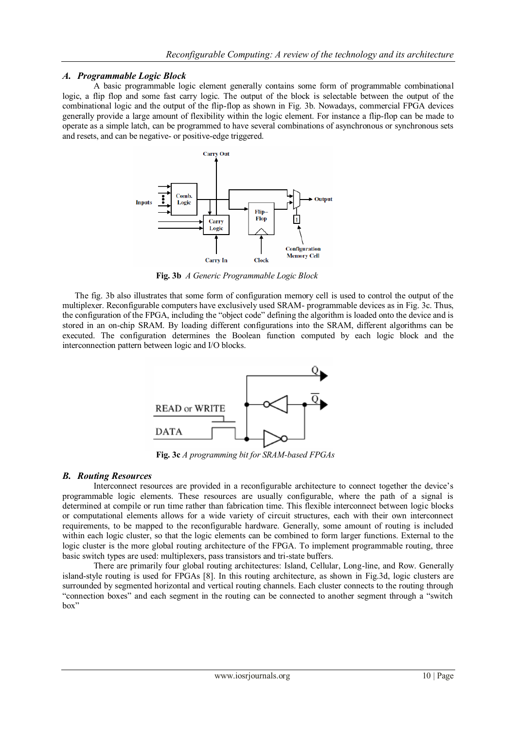### A. Programmable Logic Block

A basic programmable logic element generally contains some form of programmable combinational logic, a flip flop and some fast carry logic. The output of the block is selectable between the output of the combinational logic and the output of the flip-flop as shown in Fig. 3b. Nowadays, commercial FPGA devices generally provide a large amount of flexibility within the logic element. For instance a flip-flop can be made to operate as a simple latch, can be programmed to have several combinations of asynchronous or synchronous sets and resets, and can be negative- or positive-edge triggered.

**Fig. 3b** *A Generic Programmable Logic Block*

The fig. 3b also illustrates that some form of configuration memory cell is used to control the output of the multiplexer. Reconfigurable computers have exclusively used SRAM- programmable devices as in Fig. 3c. Thus, the configuration of the FPGA, including the "object code" defining the algorithm is loaded onto the device and is stored in an on-chip SRAM. By loading different configurations into the SRAM, different algorithms can be executed. The configuration determines the Boolean function computed by each logic block and the interconnection pattern between logic and I/O blocks.

**Fig. 3c** *A programming bit for SRAM-based FPGAs*

### B. Routing Resources

Interconnect resources are provided in a reconfigurable architecture to connect together the device's programmable logic elements. These resources are usually configurable, where the path of a signal is determined at compile or run time rather than fabrication time. This flexible interconnect between logic blocks or computational elements allows for a wide variety of circuit structures, each with their own interconnect requirements, to be mapped to the reconfigurable hardware. Generally, some amount of routing is included within each logic cluster, so that the logic elements can be combined to form larger functions. External to the logic cluster is the more global routing architecture of the FPGA. To implement programmable routing, three basic switch types are used: multiplexers, pass transistors and tri-state buffers.

There are primarily four global routing architectures: Island, Cellular, Long-line, and Row. Generally island-style routing is used for FPGAs [8]. In this routing architecture, as shown in Fig.3d, logic clusters are surrounded by segmented horizontal and vertical routing channels. Each cluster connects to the routing through "connection boxes" and each segment in the routing can be connected to another segment through a "switch box"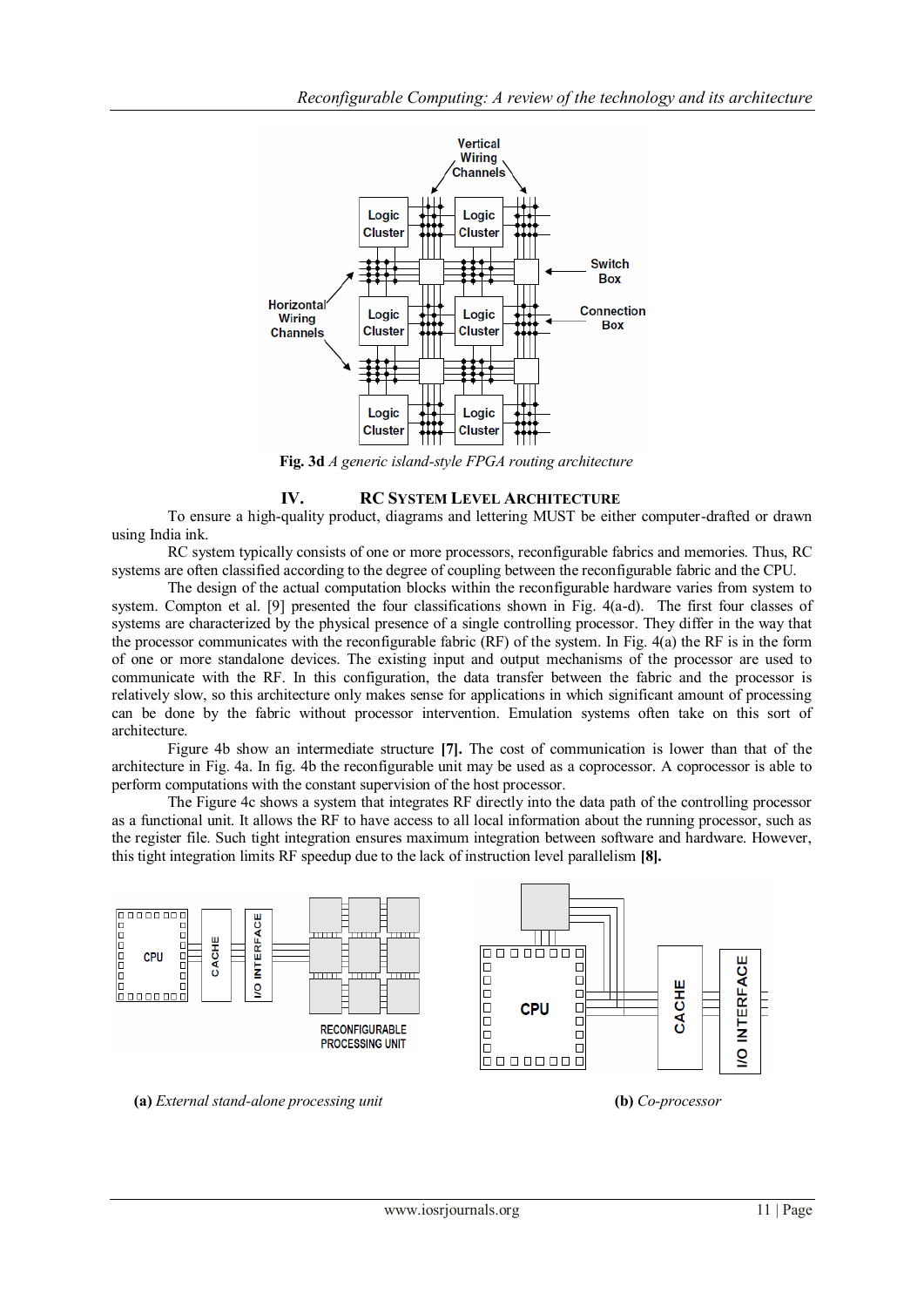Fig. 3d *A generic island-style FPGA routing architecture*

## IV. RC System Level Architecture

To ensure a high-quality product, diagrams and lettering MUST be either computer-drafted or drawn using India ink.

RC system typically consists of one or more processors, reconfigurable fabrics and memories. Thus, RC systems are often classified according to the degree of coupling between the reconfigurable fabric and the CPU.

The design of the actual computation blocks within the reconfigurable hardware varies from system to system. Compton et al. [9] presented the four classifications shown in Fig. 4(a-d). The first four classes of systems are characterized by the physical presence of a single controlling processor. They differ in the way that the processor communicates with the reconfigurable fabric (RF) of the system. In Fig. 4(a) the RF is in the form of one or more standalone devices. The existing input and output mechanisms of the processor are used to communicate with the RF. In this configuration, the data transfer between the fabric and the processor is relatively slow, so this architecture only makes sense for applications in which significant amount of processing can be done by the fabric without processor intervention. Emulation systems often take on this sort of architecture.

Figure 4b show an intermediate structure **[7].** The cost of communication is lower than that of the architecture in Fig. 4a. In fig. 4b the reconfigurable unit may be used as a coprocessor. A coprocessor is able to perform computations with the constant supervision of the host processor.

The Figure 4c shows a system that integrates RF directly into the data path of the controlling processor as a functional unit. It allows the RF to have access to all local information about the running processor, such as the register file. Such tight integration ensures maximum integration between software and hardware. However, this tight integration limits RF speedup due to the lack of instruction level parallelism **[8].**

**(a)** *External stand-alone processing unit*

**(b)** *Co-processor*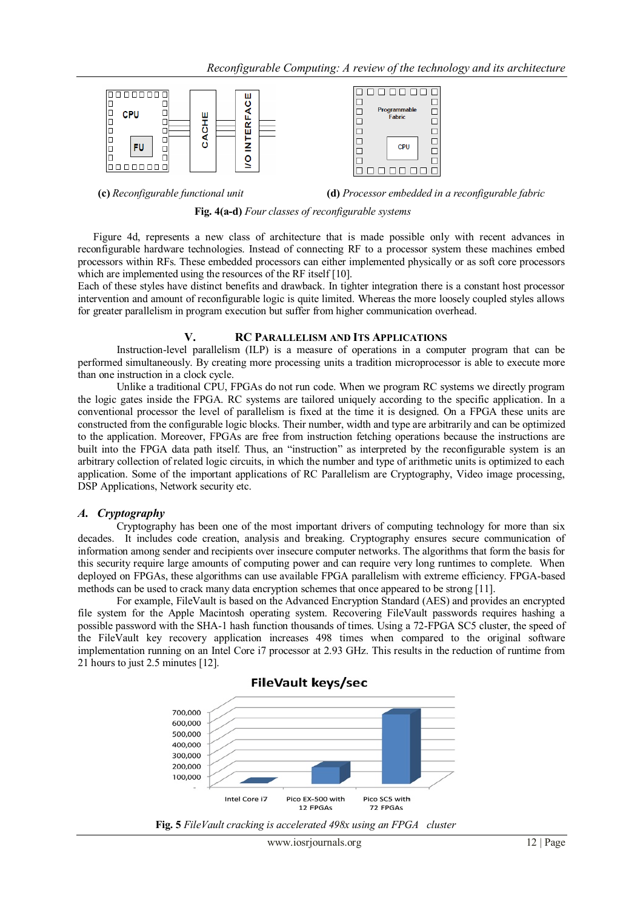(c) *Reconfigurable functional unit* (d) *Processor embedded in a reconfigurable fabric*

**Fig. 4(a-d)** *Four classes of reconfigurable systems*

Figure 4d, represents a new class of architecture that is made possible only with recent advances in reconfigurable hardware technologies. Instead of connecting RF to a processor system these machines embed processors within RFs. These embedded processors can either implemented physically or as soft core processors which are implemented using the resources of the RF itself [10].
Each of these styles have distinct benefits and drawback. In tighter integration there is a constant host processor intervention and amount of reconfigurable logic is quite limited. Whereas the more loosely coupled styles allows for greater parallelism in program execution but suffer from higher communication overhead.

## V. RC Parallelism and Its Applications

Instruction-level parallelism (ILP) is a measure of operations in a computer program that can be performed simultaneously. By creating more processing units a tradition microprocessor is able to execute more than one instruction in a clock cycle.

Unlike a traditional CPU, FPGAs do not run code. When we program RC systems we directly program the logic gates inside the FPGA. RC systems are tailored uniquely according to the specific application. In a conventional processor the level of parallelism is fixed at the time it is designed. On a FPGA these units are constructed from the configurable logic blocks. Their number, width and type are arbitrarily and can be optimized to the application. Moreover, FPGAs are free from instruction fetching operations because the instructions are built into the FPGA data path itself. Thus, an "instruction" as interpreted by the reconfigurable system is an arbitrary collection of related logic circuits, in which the number and type of arithmetic units is optimized to each application. Some of the important applications of RC Parallelism are Cryptography, Video image processing, DSP Applications, Network security etc.

### A. *Cryptography*

Cryptography has been one of the most important drivers of computing technology for more than six decades. It includes code creation, analysis and breaking. Cryptography ensures secure communication of information among sender and recipients over insecure computer networks. The algorithms that form the basis for this security require large amounts of computing power and can require very long runtimes to complete. When deployed on FPGAs, these algorithms can use available FPGA parallelism with extreme efficiency. FPGA-based methods can be used to crack many data encryption schemes that once appeared to be strong [11].

For example, FileVault is based on the Advanced Encryption Standard (AES) and provides an encrypted file system for the Apple Macintosh operating system. Recovering FileVault passwords requires hashing a possible password with the SHA-1 hash function thousands of times. Using a 72-FPGA SC5 cluster, the speed of the FileVault key recovery application increases 498 times when compared to the original software implementation running on an Intel Core i7 processor at 2.93 GHz. This results in the reduction of runtime from 21 hours to just 2.5 minutes [12].

**Fig. 5** *FileVault cracking is accelerated 498x using an FPGA cluster*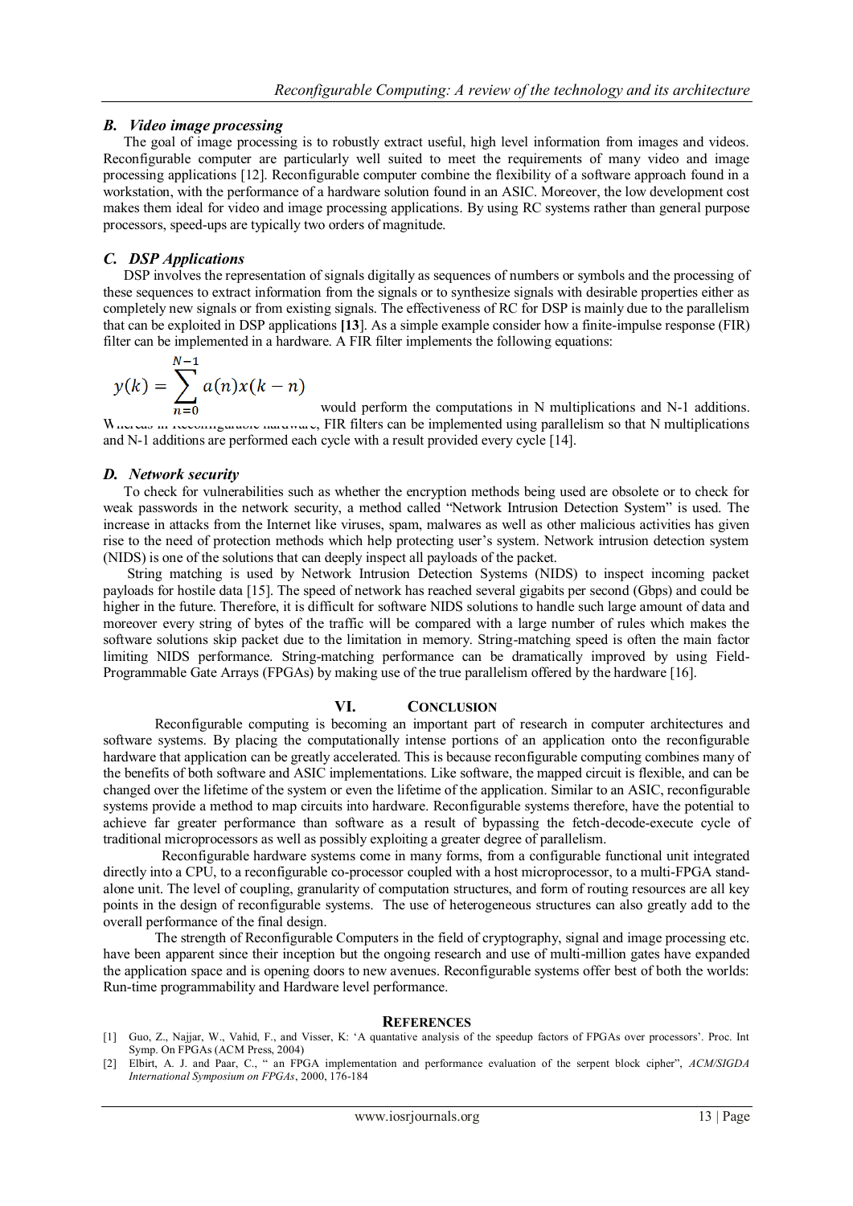### B. Video image processing

The goal of image processing is to robustly extract useful, high level information from images and videos. Reconfigurable computer are particularly well suited to meet the requirements of many video and image processing applications [12]. Reconfigurable computer combine the flexibility of a software approach found in a workstation, with the performance of a hardware solution found in an ASIC. Moreover, the low development cost makes them ideal for video and image processing applications. By using RC systems rather than general purpose processors, speed-ups are typically two orders of magnitude.

### C. DSP Applications

DSP involves the representation of signals digitally as sequences of numbers or symbols and the processing of these sequences to extract information from the signals or to synthesize signals with desirable properties either as completely new signals or from existing signals. The effectiveness of RC for DSP is mainly due to the parallelism that can be exploited in DSP applications **[13**]. As a simple example consider how a finite-impulse response (FIR) filter can be implemented in a hardware. A FIR filter implements the following equations:

$$y(k) = \sum_{n=0}^{N-1} a(n)x(k-n)$$

would perform the computations in N multiplications and N-1 additions. Whereas in Reconfigurable hardware, FIR filters can be implemented using parallelism so that N multiplications and N-1 additions are performed each cycle with a result provided every cycle [14].

### D. Network security

To check for vulnerabilities such as whether the encryption methods being used are obsolete or to check for weak passwords in the network security, a method called "Network Intrusion Detection System" is used. The increase in attacks from the Internet like viruses, spam, malwares as well as other malicious activities has given rise to the need of protection methods which help protecting user's system. Network intrusion detection system (NIDS) is one of the solutions that can deeply inspect all payloads of the packet.

String matching is used by Network Intrusion Detection Systems (NIDS) to inspect incoming packet payloads for hostile data [15]. The speed of network has reached several gigabits per second (Gbps) and could be higher in the future. Therefore, it is difficult for software NIDS solutions to handle such large amount of data and moreover every string of bytes of the traffic will be compared with a large number of rules which makes the software solutions skip packet due to the limitation in memory. String-matching speed is often the main factor limiting NIDS performance. String-matching performance can be dramatically improved by using Field-Programmable Gate Arrays (FPGAs) by making use of the true parallelism offered by the hardware [16].

## VI. Conclusion

Reconfigurable computing is becoming an important part of research in computer architectures and software systems. By placing the computationally intense portions of an application onto the reconfigurable hardware that application can be greatly accelerated. This is because reconfigurable computing combines many of the benefits of both software and ASIC implementations. Like software, the mapped circuit is flexible, and can be changed over the lifetime of the system or even the lifetime of the application. Similar to an ASIC, reconfigurable systems provide a method to map circuits into hardware. Reconfigurable systems therefore, have the potential to achieve far greater performance than software as a result of bypassing the fetch-decode-execute cycle of traditional microprocessors as well as possibly exploiting a greater degree of parallelism.

Reconfigurable hardware systems come in many forms, from a configurable functional unit integrated directly into a CPU, to a reconfigurable co-processor coupled with a host microprocessor, to a multi-FPGA stand-alone unit. The level of coupling, granularity of computation structures, and form of routing resources are all key points in the design of reconfigurable systems. The use of heterogeneous structures can also greatly add to the overall performance of the final design.

The strength of Reconfigurable Computers in the field of cryptography, signal and image processing etc. have been apparent since their inception but the ongoing research and use of multi-million gates have expanded the application space and is opening doors to new avenues. Reconfigurable systems offer best of both the worlds: Run-time programmability and Hardware level performance.

## References

[1] Guo, Z., Najjar, W., Vahid, F., and Visser, K: 'A quantative analysis of the speedup factors of FPGAs over processors'. Proc. Int Symp. On FPGAs (ACM Press, 2004)

[2] Elbirt, A. J. and Paar, C., " an FPGA implementation and performance evaluation of the serpent block cipher", *ACM/SIGDA International Symposium on FPGAs*, 2000, 176-184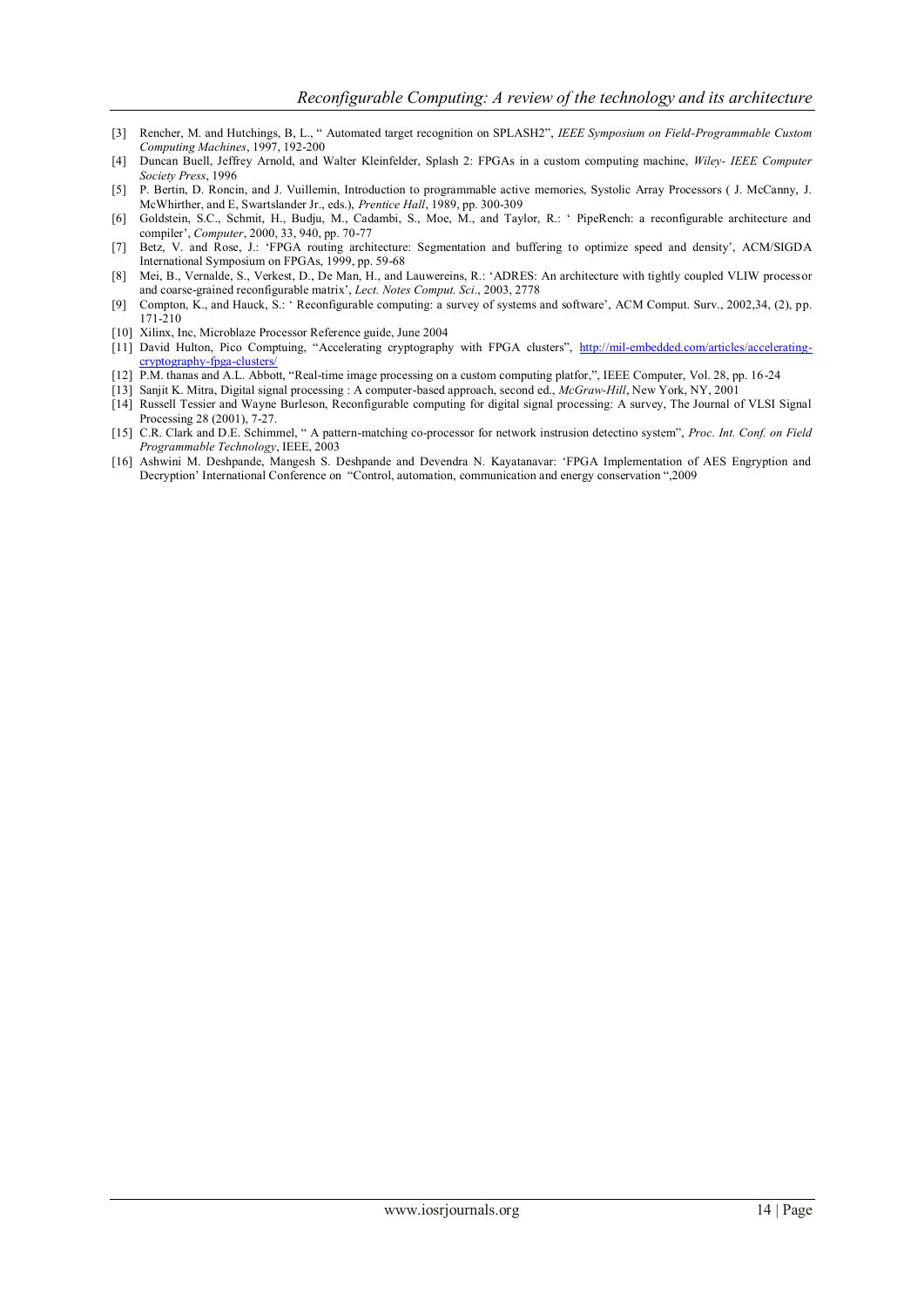[3] Rencher, M. and Hutchings, B, L., " Automated target recognition on SPLASH2", *IEEE Symposium on Field-Programmable Custom Computing Machines*, 1997, 192-200

[4] Duncan Buell, Jeffrey Arnold, and Walter Kleinfelder, Splash 2: FPGAs in a custom computing machine, *Wiley- IEEE Computer Society Press*, 1996

[5] P. Bertin, D. Roncin, and J. Vuillemin, Introduction to programmable active memories, Systolic Array Processors ( J. McCanny, J. McWhirther, and E, Swartslander Jr., eds.), *Prentice Hall*, 1989, pp. 300-309

[6] Goldstein, S.C., Schmit, H., Budju, M., Cadambi, S., Moe, M., and Taylor, R.: ' PipeRench: a reconfigurable architecture and compiler', *Computer*, 2000, 33, 940, pp. 70-77

[7] Betz, V. and Rose, J.: 'FPGA routing architecture: Segmentation and buffering to optimize speed and density', ACM/SIGDA International Symposium on FPGAs, 1999, pp. 59-68

[8] Mei, B., Vernalde, S., Verkest, D., De Man, H., and Lauwereins, R.: 'ADRES: An architecture with tightly coupled VLIW processor and coarse-grained reconfigurable matrix', *Lect. Notes Comput. Sci*., 2003, 2778

[9] Compton, K., and Hauck, S.: ' Reconfigurable computing: a survey of systems and software', ACM Comput. Surv., 2002,34, (2), pp. 171-210

[10] Xilinx, Inc, Microblaze Processor Reference guide, June 2004

[11] David Hulton, Pico Comptuing, "Accelerating cryptography with FPGA clusters", http://mil-embedded.com/articles/accelerating-cryptography-fpga-clusters/

[12] P.M. thanas and A.L. Abbott, "Real-time image processing on a custom computing platfor,", IEEE Computer, Vol. 28, pp. 16-24

[13] Sanjit K. Mitra, Digital signal processing : A computer-based approach, second ed., *McGraw-Hill*, New York, NY, 2001

[14] Russell Tessier and Wayne Burleson, Reconfigurable computing for digital signal processing: A survey, The Journal of VLSI Signal Processing 28 (2001), 7-27.

[15] C.R. Clark and D.E. Schimmel, " A pattern-matching co-processor for network instrusion detectino system", *Proc. Int. Conf. on Field Programmable Technology*, IEEE, 2003

[16] Ashwini M. Deshpande, Mangesh S. Deshpande and Devendra N. Kayatanavar: 'FPGA Implementation of AES Engryption and Decryption' International Conference on "Control, automation, communication and energy conservation ",2009